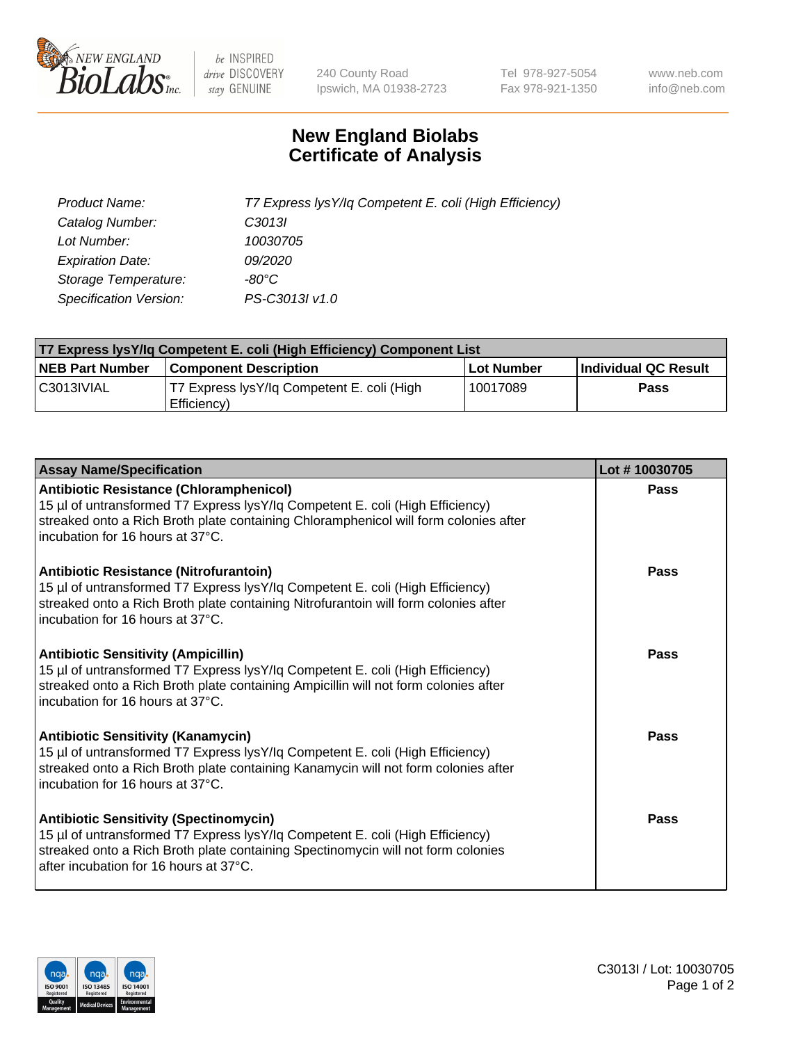NEW ENGLAND BioLabs Inc. — be INSPIRED drive DISCOVERY stay GENUINE

240 County Road
Ipswich, MA 01938-2723

Tel 978-927-5054
Fax 978-921-1350

www.neb.com
info@neb.com

# New England Biolabs Certificate of Analysis

| | |
|---|---|
| *Product Name:* | *T7 Express lysY/Iq Competent E. coli (High Efficiency)* |
| *Catalog Number:* | *C3013I* |
| *Lot Number:* | *10030705* |
| *Expiration Date:* | *09/2020* |
| *Storage Temperature:* | *-80°C* |
| *Specification Version:* | *PS-C3013I v1.0* |

| T7 Express lysY/Iq Competent E. coli (High Efficiency) Component List | | | |
|---|---|---|---|
| **NEB Part Number** | **Component Description** | **Lot Number** | **Individual QC Result** |
| C3013IVIAL | T7 Express lysY/Iq Competent E. coli (High Efficiency) | 10017089 | **Pass** |

| Assay Name/Specification | Lot # 10030705 |
|---|---|
| **Antibiotic Resistance (Chloramphenicol)**<br>15 µl of untransformed T7 Express lysY/Iq Competent E. coli (High Efficiency) streaked onto a Rich Broth plate containing Chloramphenicol will form colonies after incubation for 16 hours at 37°C. | **Pass** |
| **Antibiotic Resistance (Nitrofurantoin)**<br>15 µl of untransformed T7 Express lysY/Iq Competent E. coli (High Efficiency) streaked onto a Rich Broth plate containing Nitrofurantoin will form colonies after incubation for 16 hours at 37°C. | **Pass** |
| **Antibiotic Sensitivity (Ampicillin)**<br>15 µl of untransformed T7 Express lysY/Iq Competent E. coli (High Efficiency) streaked onto a Rich Broth plate containing Ampicillin will not form colonies after incubation for 16 hours at 37°C. | **Pass** |
| **Antibiotic Sensitivity (Kanamycin)**<br>15 µl of untransformed T7 Express lysY/Iq Competent E. coli (High Efficiency) streaked onto a Rich Broth plate containing Kanamycin will not form colonies after incubation for 16 hours at 37°C. | **Pass** |
| **Antibiotic Sensitivity (Spectinomycin)**<br>15 µl of untransformed T7 Express lysY/Iq Competent E. coli (High Efficiency) streaked onto a Rich Broth plate containing Spectinomycin will not form colonies after incubation for 16 hours at 37°C. | **Pass** |

ISO 9001 Registered Quality Management | ISO 13485 Registered Medical Devices | ISO 14001 Registered Environmental Management

C3013I / Lot: 10030705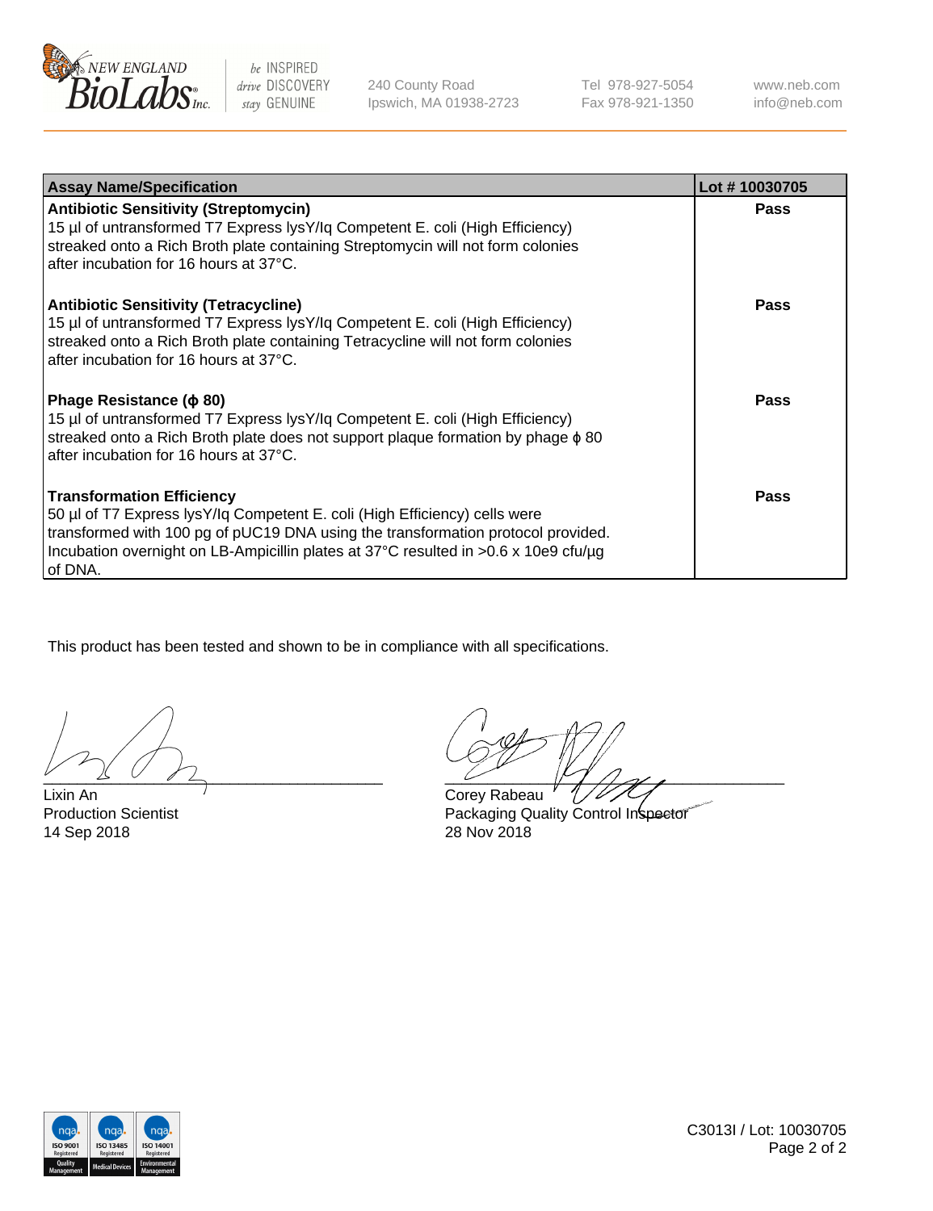240 County Road
Ipswich, MA 01938-2723

Tel 978-927-5054
Fax 978-921-1350

www.neb.com
info@neb.com

| Assay Name/Specification | Lot # 10030705 |
|---|---|
| **Antibiotic Sensitivity (Streptomycin)**<br>15 µl of untransformed T7 Express lysY/Iq Competent E. coli (High Efficiency) streaked onto a Rich Broth plate containing Streptomycin will not form colonies after incubation for 16 hours at 37°C. | **Pass** |
| **Antibiotic Sensitivity (Tetracycline)**<br>15 µl of untransformed T7 Express lysY/Iq Competent E. coli (High Efficiency) streaked onto a Rich Broth plate containing Tetracycline will not form colonies after incubation for 16 hours at 37°C. | **Pass** |
| **Phage Resistance (ϕ 80)**<br>15 µl of untransformed T7 Express lysY/Iq Competent E. coli (High Efficiency) streaked onto a Rich Broth plate does not support plaque formation by phage ϕ 80 after incubation for 16 hours at 37°C. | **Pass** |
| **Transformation Efficiency**<br>50 µl of T7 Express lysY/Iq Competent E. coli (High Efficiency) cells were transformed with 100 pg of pUC19 DNA using the transformation protocol provided. Incubation overnight on LB-Ampicillin plates at 37°C resulted in >0.6 x 10e9 cfu/µg of DNA. | **Pass** |

This product has been tested and shown to be in compliance with all specifications.

Lixin An
Production Scientist
14 Sep 2018

Corey Rabeau
Packaging Quality Control Inspector
28 Nov 2018

C3013I / Lot: 10030705